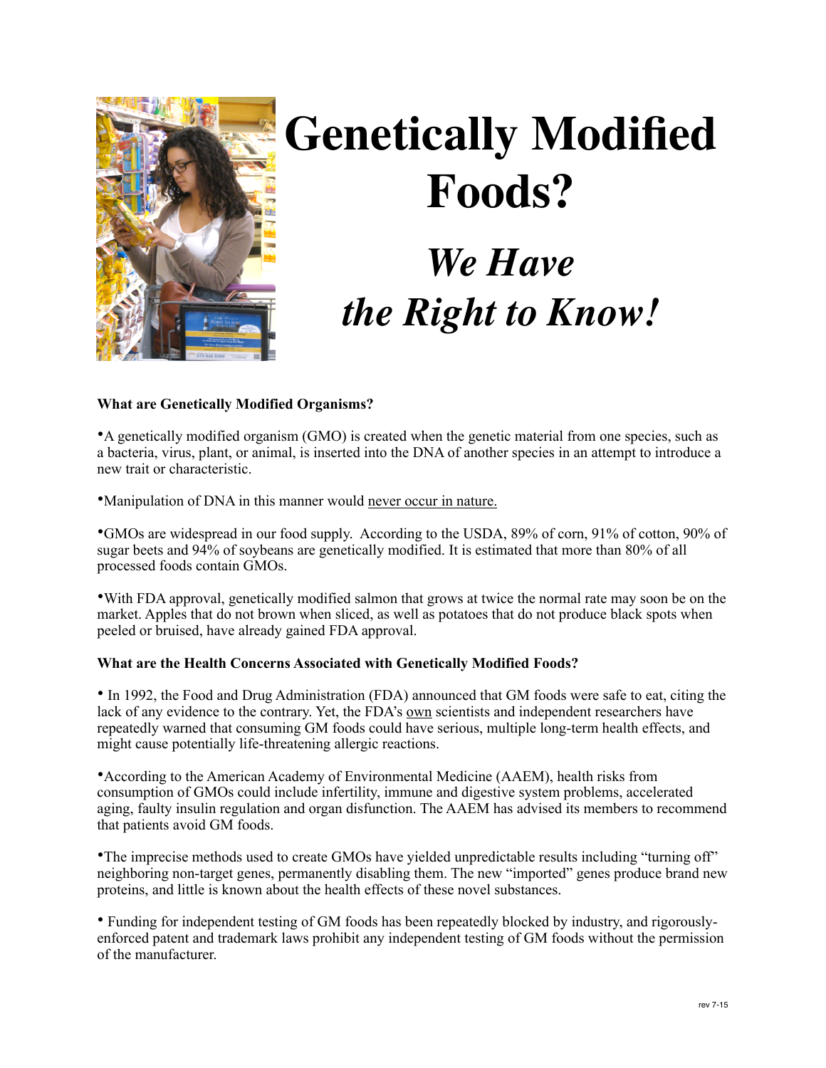# Genetically Modified Foods?

## *We Have the Right to Know!*

**What are Genetically Modified Organisms?**

- A genetically modified organism (GMO) is created when the genetic material from one species, such as a bacteria, virus, plant, or animal, is inserted into the DNA of another species in an attempt to introduce a new trait or characteristic.

- Manipulation of DNA in this manner would <u>never occur in nature.</u>

- GMOs are widespread in our food supply. According to the USDA, 89% of corn, 91% of cotton, 90% of sugar beets and 94% of soybeans are genetically modified. It is estimated that more than 80% of all processed foods contain GMOs.

- With FDA approval, genetically modified salmon that grows at twice the normal rate may soon be on the market. Apples that do not brown when sliced, as well as potatoes that do not produce black spots when peeled or bruised, have already gained FDA approval.

**What are the Health Concerns Associated with Genetically Modified Foods?**

- In 1992, the Food and Drug Administration (FDA) announced that GM foods were safe to eat, citing the lack of any evidence to the contrary. Yet, the FDA's <u>own</u> scientists and independent researchers have repeatedly warned that consuming GM foods could have serious, multiple long-term health effects, and might cause potentially life-threatening allergic reactions.

- According to the American Academy of Environmental Medicine (AAEM), health risks from consumption of GMOs could include infertility, immune and digestive system problems, accelerated aging, faulty insulin regulation and organ disfunction. The AAEM has advised its members to recommend that patients avoid GM foods.

- The imprecise methods used to create GMOs have yielded unpredictable results including "turning off" neighboring non-target genes, permanently disabling them. The new "imported" genes produce brand new proteins, and little is known about the health effects of these novel substances.

- Funding for independent testing of GM foods has been repeatedly blocked by industry, and rigorously-enforced patent and trademark laws prohibit any independent testing of GM foods without the permission of the manufacturer.

rev 7-15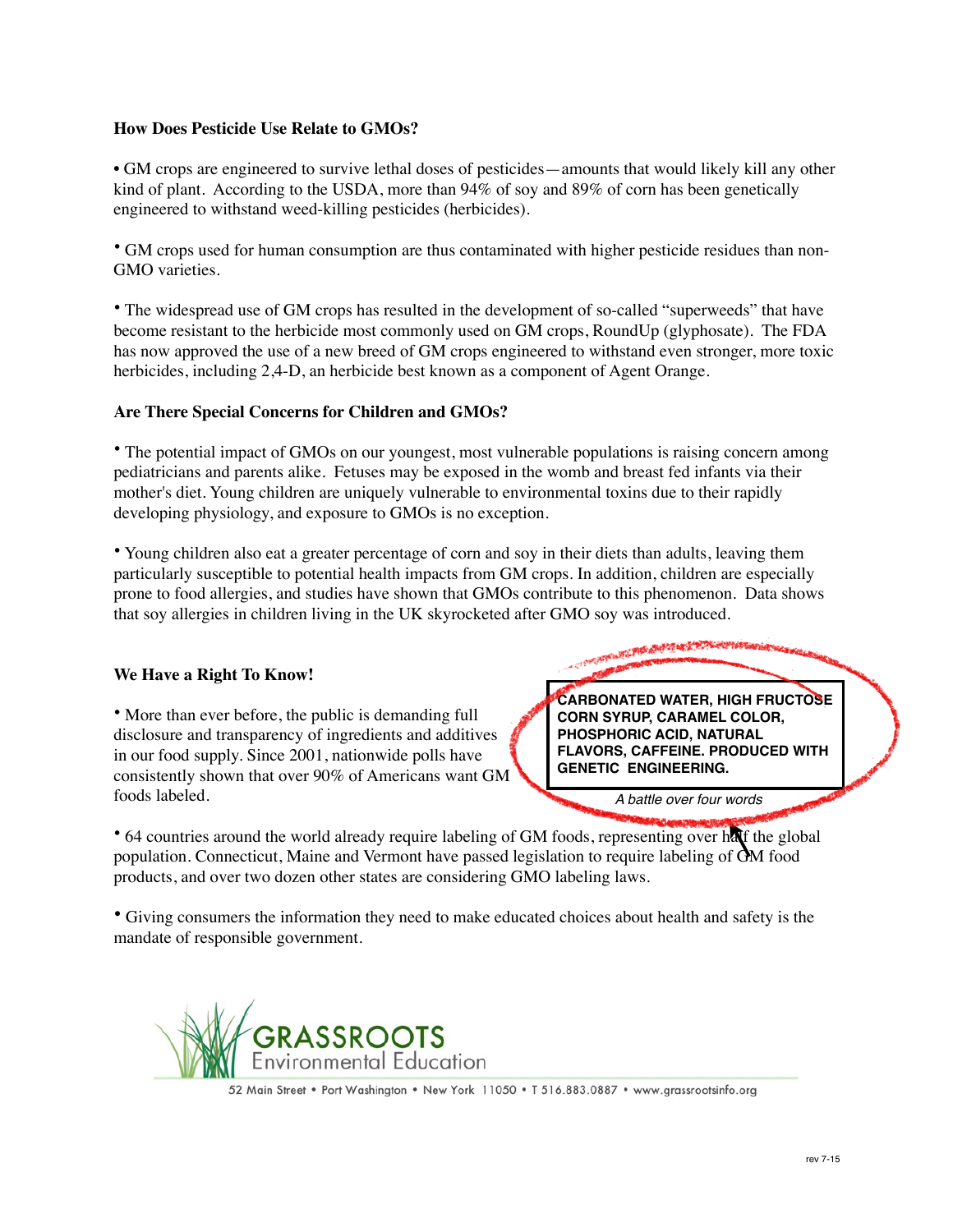### How Does Pesticide Use Relate to GMOs?

- GM crops are engineered to survive lethal doses of pesticides—amounts that would likely kill any other kind of plant. According to the USDA, more than 94% of soy and 89% of corn has been genetically engineered to withstand weed-killing pesticides (herbicides).

- GM crops used for human consumption are thus contaminated with higher pesticide residues than non-GMO varieties.

- The widespread use of GM crops has resulted in the development of so-called "superweeds" that have become resistant to the herbicide most commonly used on GM crops, RoundUp (glyphosate). The FDA has now approved the use of a new breed of GM crops engineered to withstand even stronger, more toxic herbicides, including 2,4-D, an herbicide best known as a component of Agent Orange.

### Are There Special Concerns for Children and GMOs?

- The potential impact of GMOs on our youngest, most vulnerable populations is raising concern among pediatricians and parents alike. Fetuses may be exposed in the womb and breast fed infants via their mother's diet. Young children are uniquely vulnerable to environmental toxins due to their rapidly developing physiology, and exposure to GMOs is no exception.

- Young children also eat a greater percentage of corn and soy in their diets than adults, leaving them particularly susceptible to potential health impacts from GM crops. In addition, children are especially prone to food allergies, and studies have shown that GMOs contribute to this phenomenon. Data shows that soy allergies in children living in the UK skyrocketed after GMO soy was introduced.

### We Have a Right To Know!

- More than ever before, the public is demanding full disclosure and transparency of ingredients and additives in our food supply. Since 2001, nationwide polls have consistently shown that over 90% of Americans want GM foods labeled.

**CARBONATED WATER, HIGH FRUCTOSE CORN SYRUP, CARAMEL COLOR, PHOSPHORIC ACID, NATURAL FLAVORS, CAFFEINE. PRODUCED WITH GENETIC ENGINEERING.**

*A battle over four words*

- 64 countries around the world already require labeling of GM foods, representing over half the global population. Connecticut, Maine and Vermont have passed legislation to require labeling of GM food products, and over two dozen other states are considering GMO labeling laws.

- Giving consumers the information they need to make educated choices about health and safety is the mandate of responsible government.

GRASSROOTS Environmental Education

52 Main Street • Port Washington • New York 11050 • T 516.883.0887 • www.grassrootsinfo.org

rev 7-15